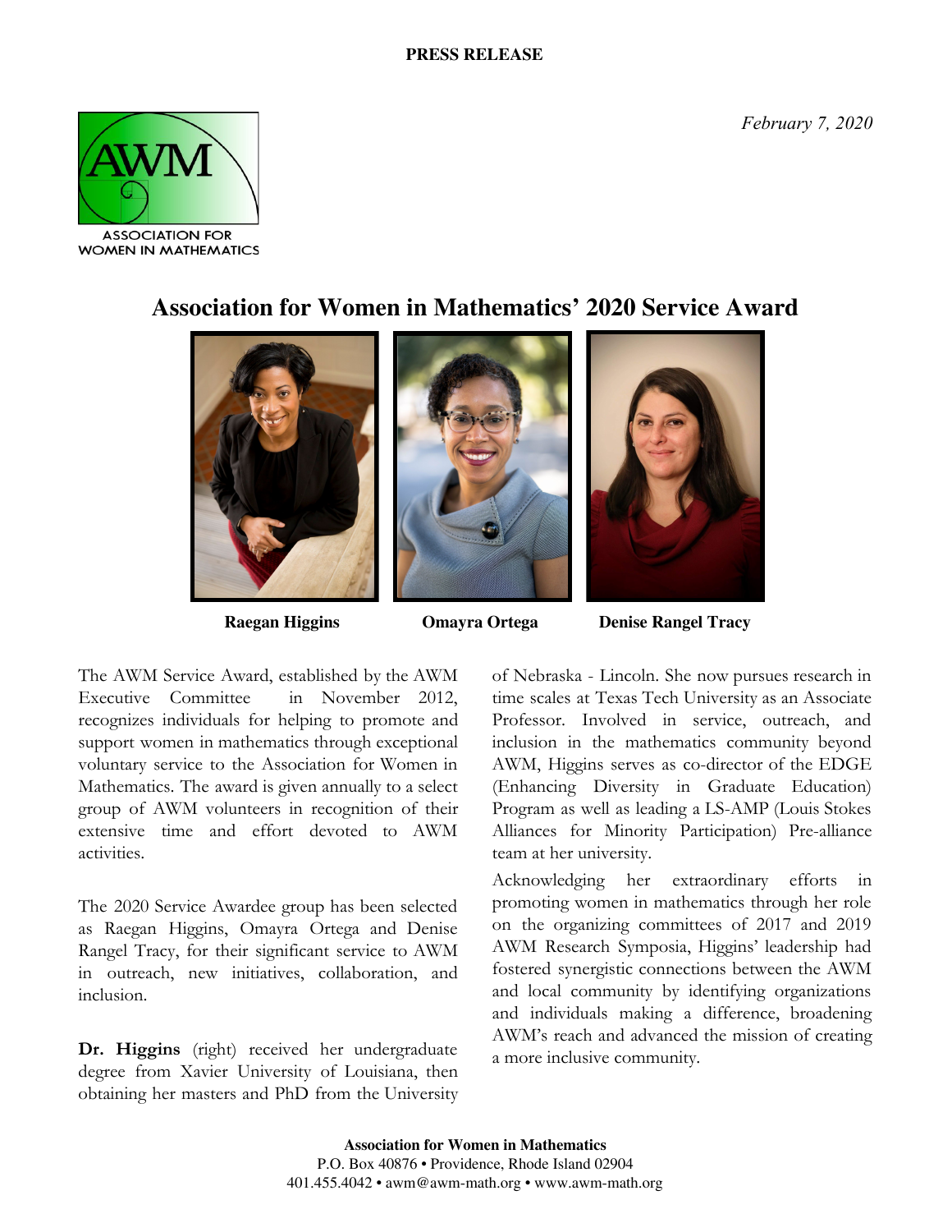**PRESS RELEASE**

*February 7, 2020*

ASSOCIATION FOR WOMEN IN MATHEMATICS

# Association for Women in Mathematics' 2020 Service Award

**Raegan Higgins** **Omayra Ortega** **Denise Rangel Tracy**

The AWM Service Award, established by the AWM Executive Committee in November 2012, recognizes individuals for helping to promote and support women in mathematics through exceptional voluntary service to the Association for Women in Mathematics. The award is given annually to a select group of AWM volunteers in recognition of their extensive time and effort devoted to AWM activities.

The 2020 Service Awardee group has been selected as Raegan Higgins, Omayra Ortega and Denise Rangel Tracy, for their significant service to AWM in outreach, new initiatives, collaboration, and inclusion.

**Dr. Higgins** (right) received her undergraduate degree from Xavier University of Louisiana, then obtaining her masters and PhD from the University of Nebraska - Lincoln. She now pursues research in time scales at Texas Tech University as an Associate Professor. Involved in service, outreach, and inclusion in the mathematics community beyond AWM, Higgins serves as co-director of the EDGE (Enhancing Diversity in Graduate Education) Program as well as leading a LS-AMP (Louis Stokes Alliances for Minority Participation) Pre-alliance team at her university.

Acknowledging her extraordinary efforts in promoting women in mathematics through her role on the organizing committees of 2017 and 2019 AWM Research Symposia, Higgins' leadership had fostered synergistic connections between the AWM and local community by identifying organizations and individuals making a difference, broadening AWM's reach and advanced the mission of creating a more inclusive community.

**Association for Women in Mathematics**
P.O. Box 40876 • Providence, Rhode Island 02904
401.455.4042 • awm@awm-math.org • www.awm-math.org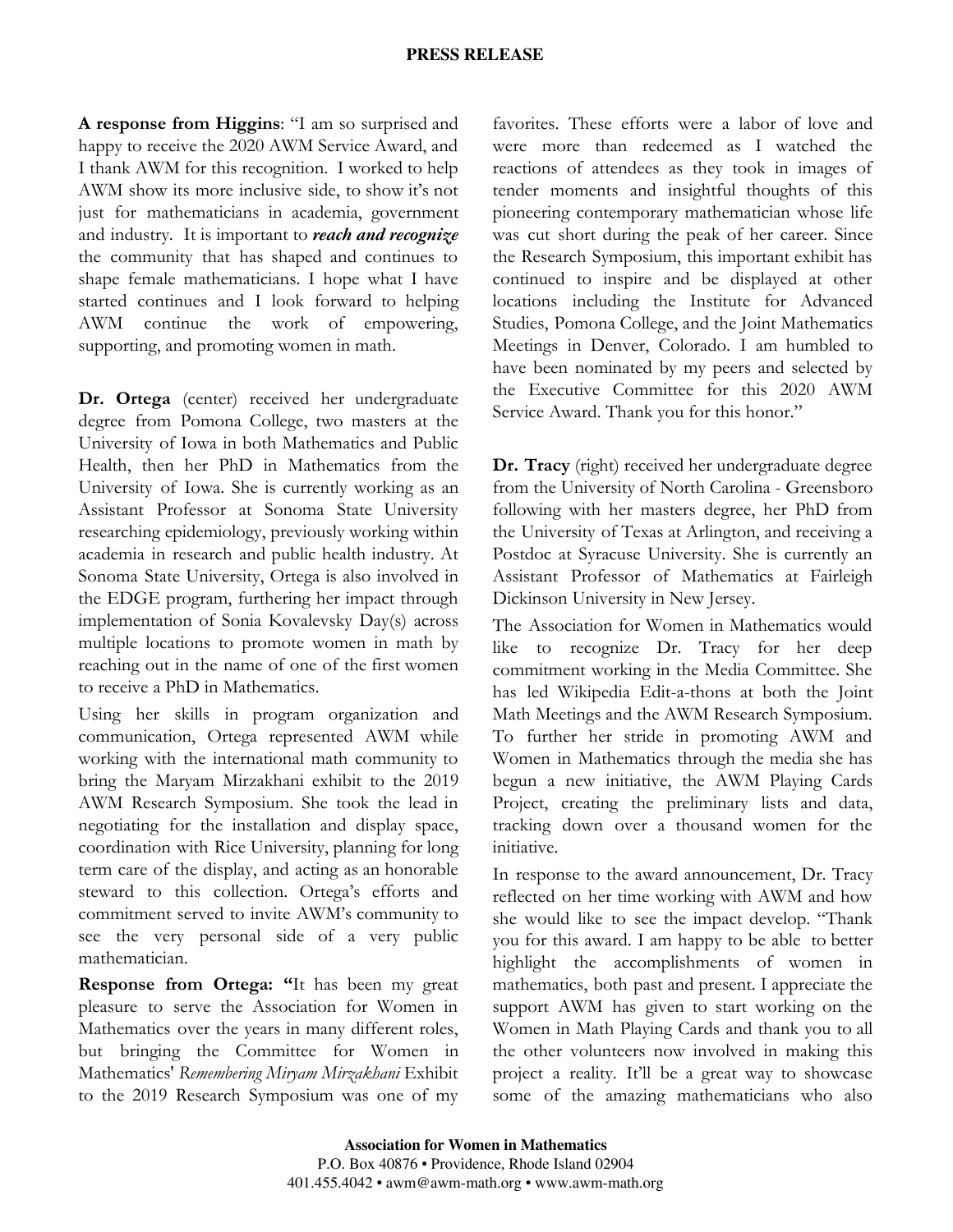**A response from Higgins**: "I am so surprised and happy to receive the 2020 AWM Service Award, and I thank AWM for this recognition. I worked to help AWM show its more inclusive side, to show it's not just for mathematicians in academia, government and industry. It is important to ***reach and recognize*** the community that has shaped and continues to shape female mathematicians. I hope what I have started continues and I look forward to helping AWM continue the work of empowering, supporting, and promoting women in math.

**Dr. Ortega** (center) received her undergraduate degree from Pomona College, two masters at the University of Iowa in both Mathematics and Public Health, then her PhD in Mathematics from the University of Iowa. She is currently working as an Assistant Professor at Sonoma State University researching epidemiology, previously working within academia in research and public health industry. At Sonoma State University, Ortega is also involved in the EDGE program, furthering her impact through implementation of Sonia Kovalevsky Day(s) across multiple locations to promote women in math by reaching out in the name of one of the first women to receive a PhD in Mathematics.

Using her skills in program organization and communication, Ortega represented AWM while working with the international math community to bring the Maryam Mirzakhani exhibit to the 2019 AWM Research Symposium. She took the lead in negotiating for the installation and display space, coordination with Rice University, planning for long term care of the display, and acting as an honorable steward to this collection. Ortega's efforts and commitment served to invite AWM's community to see the very personal side of a very public mathematician.

**Response from Ortega: "**It has been my great pleasure to serve the Association for Women in Mathematics over the years in many different roles, but bringing the Committee for Women in Mathematics' *Remembering Miryam Mirzakhani* Exhibit to the 2019 Research Symposium was one of my favorites. These efforts were a labor of love and were more than redeemed as I watched the reactions of attendees as they took in images of tender moments and insightful thoughts of this pioneering contemporary mathematician whose life was cut short during the peak of her career. Since the Research Symposium, this important exhibit has continued to inspire and be displayed at other locations including the Institute for Advanced Studies, Pomona College, and the Joint Mathematics Meetings in Denver, Colorado. I am humbled to have been nominated by my peers and selected by the Executive Committee for this 2020 AWM Service Award. Thank you for this honor."

**Dr. Tracy** (right) received her undergraduate degree from the University of North Carolina - Greensboro following with her masters degree, her PhD from the University of Texas at Arlington, and receiving a Postdoc at Syracuse University. She is currently an Assistant Professor of Mathematics at Fairleigh Dickinson University in New Jersey.

The Association for Women in Mathematics would like to recognize Dr. Tracy for her deep commitment working in the Media Committee. She has led Wikipedia Edit-a-thons at both the Joint Math Meetings and the AWM Research Symposium. To further her stride in promoting AWM and Women in Mathematics through the media she has begun a new initiative, the AWM Playing Cards Project, creating the preliminary lists and data, tracking down over a thousand women for the initiative.

In response to the award announcement, Dr. Tracy reflected on her time working with AWM and how she would like to see the impact develop. "Thank you for this award. I am happy to be able to better highlight the accomplishments of women in mathematics, both past and present. I appreciate the support AWM has given to start working on the Women in Math Playing Cards and thank you to all the other volunteers now involved in making this project a reality. It'll be a great way to showcase some of the amazing mathematicians who also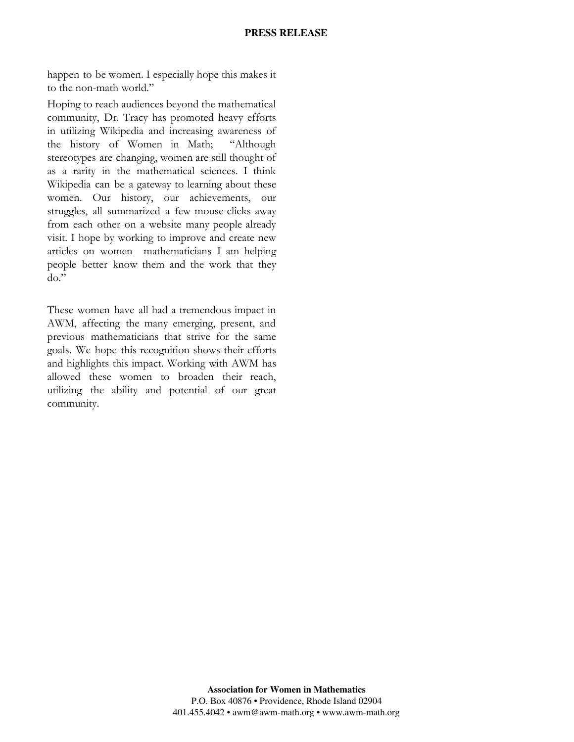happen to be women. I especially hope this makes it to the non-math world."

Hoping to reach audiences beyond the mathematical community, Dr. Tracy has promoted heavy efforts in utilizing Wikipedia and increasing awareness of the history of Women in Math; "Although stereotypes are changing, women are still thought of as a rarity in the mathematical sciences. I think Wikipedia can be a gateway to learning about these women. Our history, our achievements, our struggles, all summarized a few mouse-clicks away from each other on a website many people already visit. I hope by working to improve and create new articles on women mathematicians I am helping people better know them and the work that they do."

These women have all had a tremendous impact in AWM, affecting the many emerging, present, and previous mathematicians that strive for the same goals. We hope this recognition shows their efforts and highlights this impact. Working with AWM has allowed these women to broaden their reach, utilizing the ability and potential of our great community.